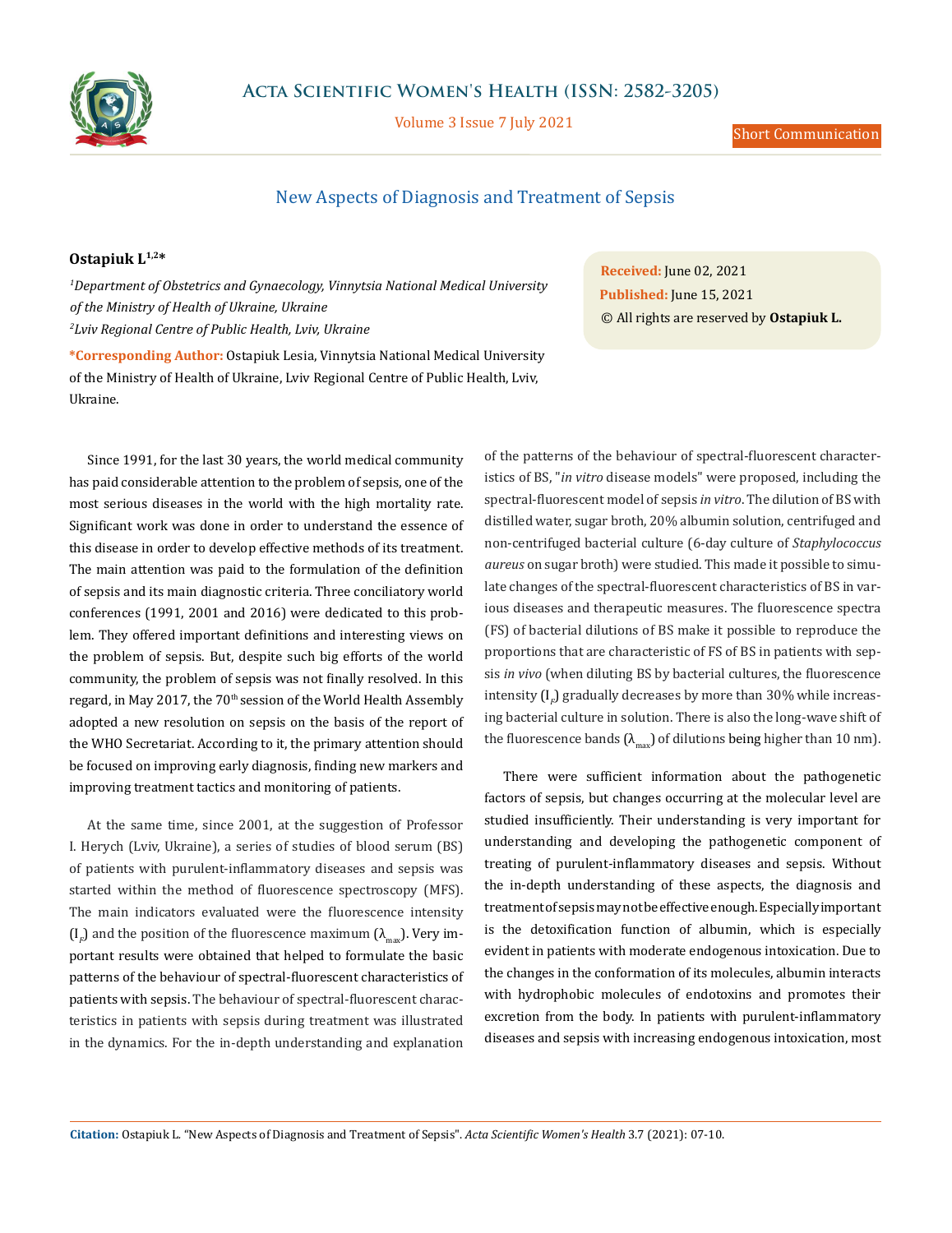Short Communication

# New Aspects of Diagnosis and Treatment of Sepsis

**Ostapiuk L[1,2]***

*[1]Department of Obstetrics and Gynaecology, Vinnytsia National Medical University of the Ministry of Health of Ukraine, Ukraine*
*[2]Lviv Regional Centre of Public Health, Lviv, Ukraine*

**\*Corresponding Author:** Ostapiuk Lesia, Vinnytsia National Medical University of the Ministry of Health of Ukraine, Lviv Regional Centre of Public Health, Lviv, Ukraine.

**Received:** June 02, 2021
**Published:** June 15, 2021
© All rights are reserved by **Ostapiuk L.**

Since 1991, for the last 30 years, the world medical community has paid considerable attention to the problem of sepsis, one of the most serious diseases in the world with the high mortality rate. Significant work was done in order to understand the essence of this disease in order to develop effective methods of its treatment. The main attention was paid to the formulation of the definition of sepsis and its main diagnostic criteria. Three conciliatory world conferences (1991, 2001 and 2016) were dedicated to this problem. They offered important definitions and interesting views on the problem of sepsis. But, despite such big efforts of the world community, the problem of sepsis was not finally resolved. In this regard, in May 2017, the 70th session of the World Health Assembly adopted a new resolution on sepsis on the basis of the report of the WHO Secretariat. According to it, the primary attention should be focused on improving early diagnosis, finding new markers and improving treatment tactics and monitoring of patients.

At the same time, since 2001, at the suggestion of Professor I. Herych (Lviv, Ukraine), a series of studies of blood serum (BS) of patients with purulent-inflammatory diseases and sepsis was started within the method of fluorescence spectroscopy (MFS). The main indicators evaluated were the fluorescence intensity ($I_F$) and the position of the fluorescence maximum ($\lambda_{max}$). Very important results were obtained that helped to formulate the basic patterns of the behaviour of spectral-fluorescent characteristics of patients with sepsis. The behaviour of spectral-fluorescent characteristics in patients with sepsis during treatment was illustrated in the dynamics. For the in-depth understanding and explanation of the patterns of the behaviour of spectral-fluorescent characteristics of BS, "*in vitro* disease models" were proposed, including the spectral-fluorescent model of sepsis *in vitro*. The dilution of BS with distilled water, sugar broth, 20% albumin solution, centrifuged and non-centrifuged bacterial culture (6-day culture of *Staphylococcus aureus* on sugar broth) were studied. This made it possible to simulate changes of the spectral-fluorescent characteristics of BS in various diseases and therapeutic measures. The fluorescence spectra (FS) of bacterial dilutions of BS make it possible to reproduce the proportions that are characteristic of FS of BS in patients with sepsis *in vivo* (when diluting BS by bacterial cultures, the fluorescence intensity ($I_F$) gradually decreases by more than 30% while increasing bacterial culture in solution. There is also the long-wave shift of the fluorescence bands ($\lambda_{max}$) of dilutions being higher than 10 nm).

There were sufficient information about the pathogenetic factors of sepsis, but changes occurring at the molecular level are studied insufficiently. Their understanding is very important for understanding and developing the pathogenetic component of treating of purulent-inflammatory diseases and sepsis. Without the in-depth understanding of these aspects, the diagnosis and treatment of sepsis may not be effective enough. Especially important is the detoxification function of albumin, which is especially evident in patients with moderate endogenous intoxication. Due to the changes in the conformation of its molecules, albumin interacts with hydrophobic molecules of endotoxins and promotes their excretion from the body. In patients with purulent-inflammatory diseases and sepsis with increasing endogenous intoxication, most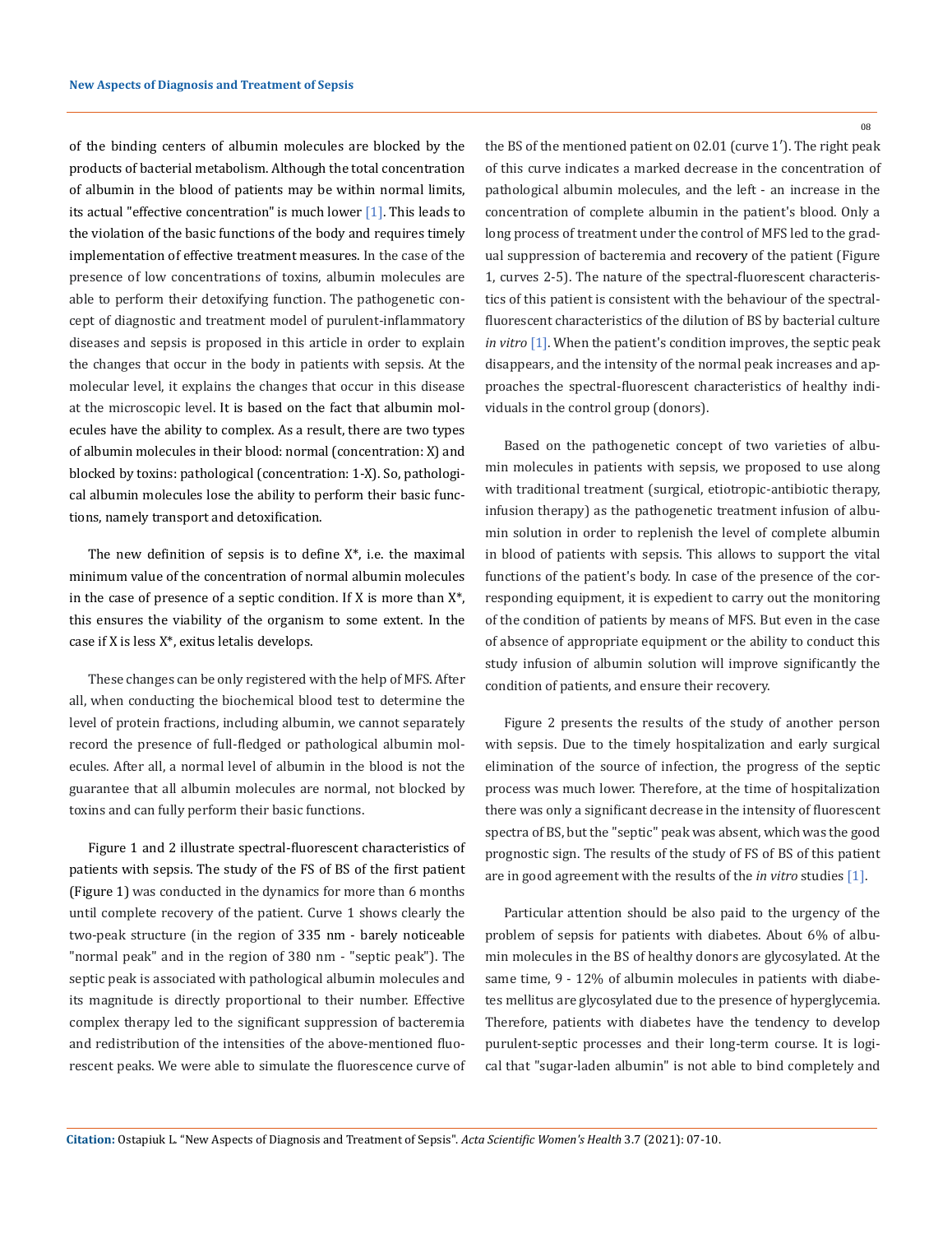of the binding centers of albumin molecules are blocked by the products of bacterial metabolism. Although the total concentration of albumin in the blood of patients may be within normal limits, its actual "effective concentration" is much lower [1]. This leads to the violation of the basic functions of the body and requires timely implementation of effective treatment measures. In the case of the presence of low concentrations of toxins, albumin molecules are able to perform their detoxifying function. The pathogenetic concept of diagnostic and treatment model of purulent-inflammatory diseases and sepsis is proposed in this article in order to explain the changes that occur in the body in patients with sepsis. At the molecular level, it explains the changes that occur in this disease at the microscopic level. It is based on the fact that albumin molecules have the ability to complex. As a result, there are two types of albumin molecules in their blood: normal (concentration: X) and blocked by toxins: pathological (concentration: 1-X). So, pathological albumin molecules lose the ability to perform their basic functions, namely transport and detoxification.

The new definition of sepsis is to define X*, i.e. the maximal minimum value of the concentration of normal albumin molecules in the case of presence of a septic condition. If X is more than X*, this ensures the viability of the organism to some extent. In the case if X is less X*, exitus letalis develops.

These changes can be only registered with the help of MFS. After all, when conducting the biochemical blood test to determine the level of protein fractions, including albumin, we cannot separately record the presence of full-fledged or pathological albumin molecules. After all, a normal level of albumin in the blood is not the guarantee that all albumin molecules are normal, not blocked by toxins and can fully perform their basic functions.

Figure 1 and 2 illustrate spectral-fluorescent characteristics of patients with sepsis. The study of the FS of BS of the first patient (Figure 1) was conducted in the dynamics for more than 6 months until complete recovery of the patient. Curve 1 shows clearly the two-peak structure (in the region of 335 nm - barely noticeable "normal peak" and in the region of 380 nm - "septic peak"). The septic peak is associated with pathological albumin molecules and its magnitude is directly proportional to their number. Effective complex therapy led to the significant suppression of bacteremia and redistribution of the intensities of the above-mentioned fluorescent peaks. We were able to simulate the fluorescence curve of the BS of the mentioned patient on 02.01 (curve 1′). The right peak of this curve indicates a marked decrease in the concentration of pathological albumin molecules, and the left - an increase in the concentration of complete albumin in the patient's blood. Only a long process of treatment under the control of MFS led to the gradual suppression of bacteremia and recovery of the patient (Figure 1, curves 2-5). The nature of the spectral-fluorescent characteristics of this patient is consistent with the behaviour of the spectral-fluorescent characteristics of the dilution of BS by bacterial culture *in vitro* [1]. When the patient's condition improves, the septic peak disappears, and the intensity of the normal peak increases and approaches the spectral-fluorescent characteristics of healthy individuals in the control group (donors).

Based on the pathogenetic concept of two varieties of albumin molecules in patients with sepsis, we proposed to use along with traditional treatment (surgical, etiotropic-antibiotic therapy, infusion therapy) as the pathogenetic treatment infusion of albumin solution in order to replenish the level of complete albumin in blood of patients with sepsis. This allows to support the vital functions of the patient's body. In case of the presence of the corresponding equipment, it is expedient to carry out the monitoring of the condition of patients by means of MFS. But even in the case of absence of appropriate equipment or the ability to conduct this study infusion of albumin solution will improve significantly the condition of patients, and ensure their recovery.

Figure 2 presents the results of the study of another person with sepsis. Due to the timely hospitalization and early surgical elimination of the source of infection, the progress of the septic process was much lower. Therefore, at the time of hospitalization there was only a significant decrease in the intensity of fluorescent spectra of BS, but the "septic" peak was absent, which was the good prognostic sign. The results of the study of FS of BS of this patient are in good agreement with the results of the *in vitro* studies [1].

Particular attention should be also paid to the urgency of the problem of sepsis for patients with diabetes. About 6% of albumin molecules in the BS of healthy donors are glycosylated. At the same time, 9 - 12% of albumin molecules in patients with diabetes mellitus are glycosylated due to the presence of hyperglycemia. Therefore, patients with diabetes have the tendency to develop purulent-septic processes and their long-term course. It is logical that "sugar-laden albumin" is not able to bind completely and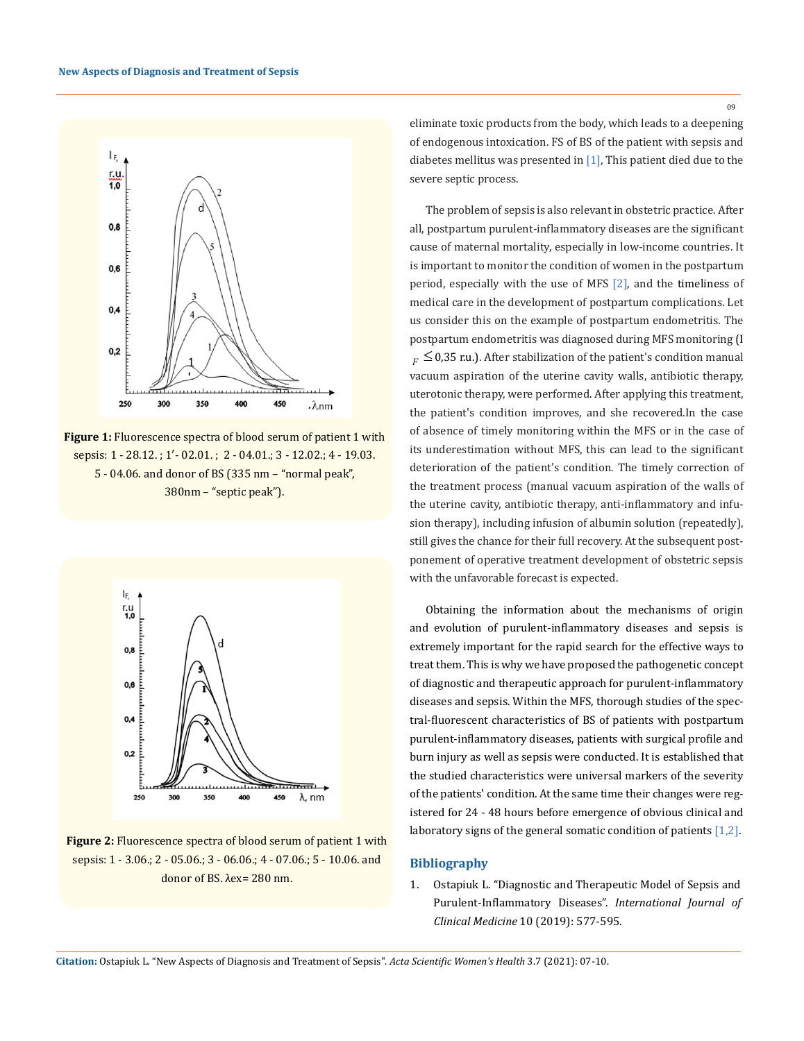Figure 1: Fluorescence spectra of blood serum of patient 1 with sepsis: 1 - 28.12. ; 1′- 02.01. ; 2 - 04.01.; 3 - 12.02.; 4 - 19.03. 5 - 04.06. and donor of BS (335 nm – "normal peak", 380nm – "septic peak").

Figure 2: Fluorescence spectra of blood serum of patient 1 with sepsis: 1 - 3.06.; 2 - 05.06.; 3 - 06.06.; 4 - 07.06.; 5 - 10.06. and donor of BS. λex= 280 nm.

eliminate toxic products from the body, which leads to a deepening of endogenous intoxication. FS of BS of the patient with sepsis and diabetes mellitus was presented in [1], This patient died due to the severe septic process.

The problem of sepsis is also relevant in obstetric practice. After all, postpartum purulent-inflammatory diseases are the significant cause of maternal mortality, especially in low-income countries. It is important to monitor the condition of women in the postpartum period, especially with the use of MFS [2], and the timeliness of medical care in the development of postpartum complications. Let us consider this on the example of postpartum endometritis. The postpartum endometritis was diagnosed during MFS monitoring ($I_F \leq 0{,}35$ r.u.). After stabilization of the patient's condition manual vacuum aspiration of the uterine cavity walls, antibiotic therapy, uterotonic therapy, were performed. After applying this treatment, the patient's condition improves, and she recovered.In the case of absence of timely monitoring within the MFS or in the case of its underestimation without MFS, this can lead to the significant deterioration of the patient's condition. The timely correction of the treatment process (manual vacuum aspiration of the walls of the uterine cavity, antibiotic therapy, anti-inflammatory and infusion therapy), including infusion of albumin solution (repeatedly), still gives the chance for their full recovery. At the subsequent postponement of operative treatment development of obstetric sepsis with the unfavorable forecast is expected.

Obtaining the information about the mechanisms of origin and evolution of purulent-inflammatory diseases and sepsis is extremely important for the rapid search for the effective ways to treat them. This is why we have proposed the pathogenetic concept of diagnostic and therapeutic approach for purulent-inflammatory diseases and sepsis. Within the MFS, thorough studies of the spectral-fluorescent characteristics of BS of patients with postpartum purulent-inflammatory diseases, patients with surgical profile and burn injury as well as sepsis were conducted. It is established that the studied characteristics were universal markers of the severity of the patients' condition. At the same time their changes were registered for 24 - 48 hours before emergence of obvious clinical and laboratory signs of the general somatic condition of patients [1,2].

## Bibliography

1. Ostapiuk L. "Diagnostic and Therapeutic Model of Sepsis and Purulent-Inflammatory Diseases". *International Journal of Clinical Medicine* 10 (2019): 577-595.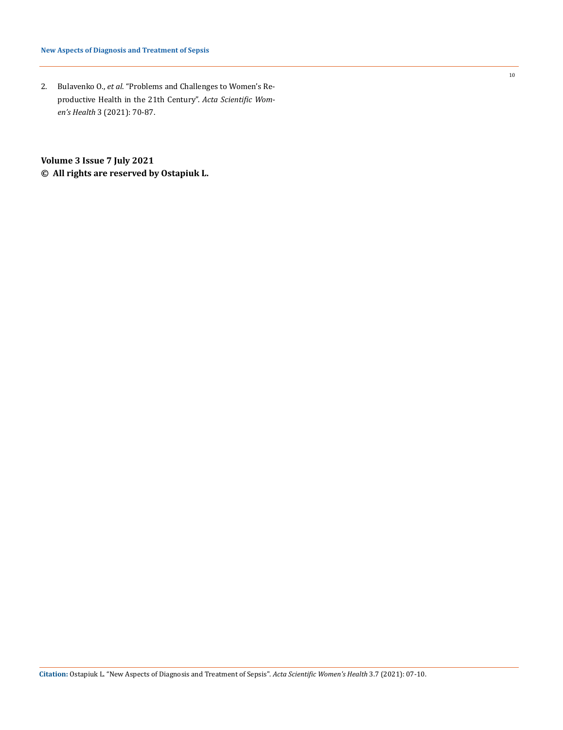2. Bulavenko O., *et al*. "Problems and Challenges to Women's Reproductive Health in the 21th Century". *Acta Scientific Women's Health* 3 (2021): 70-87.

**Volume 3 Issue 7 July 2021**
**© All rights are reserved by Ostapiuk L.**